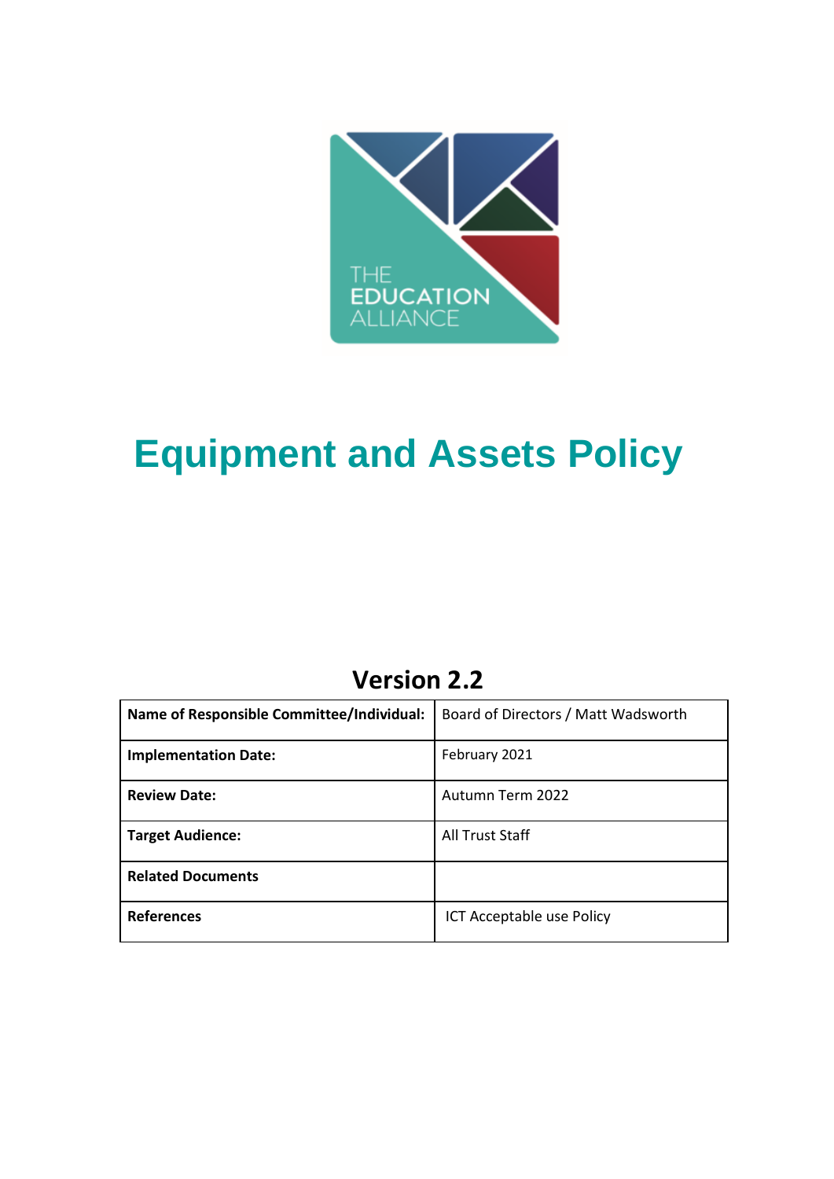THE EDUCATION ALLIANCE

# Equipment and Assets Policy

## Version 2.2

| Name of Responsible Committee/Individual: | Board of Directors / Matt Wadsworth |
|---|---|
| Implementation Date: | February 2021 |
| Review Date: | Autumn Term 2022 |
| Target Audience: | All Trust Staff |
| Related Documents | |
| References | ICT Acceptable use Policy |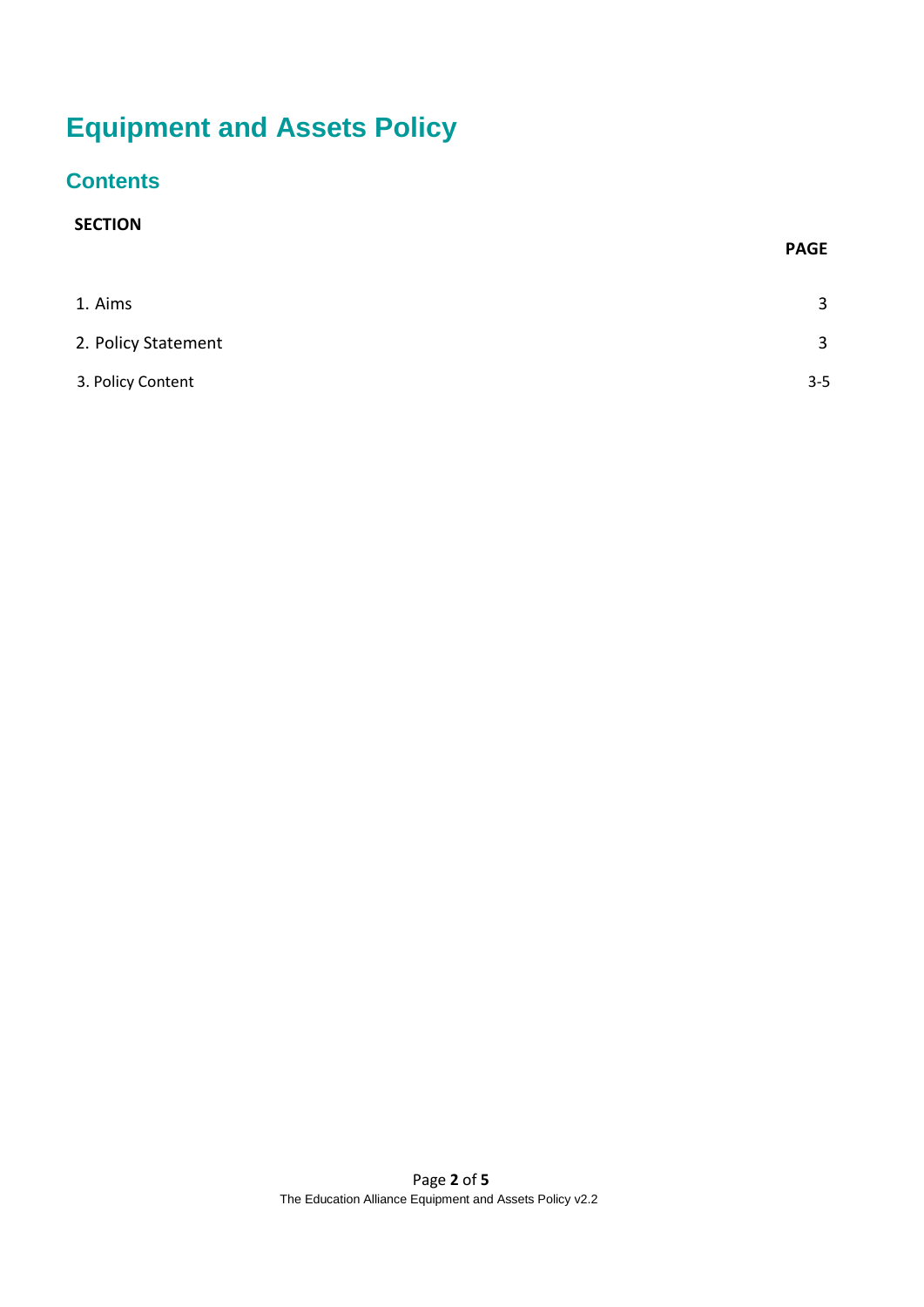# Equipment and Assets Policy

## Contents

| SECTION | PAGE |
| --- | --- |
| 1. Aims | 3 |
| 2. Policy Statement | 3 |
| 3. Policy Content | 3-5 |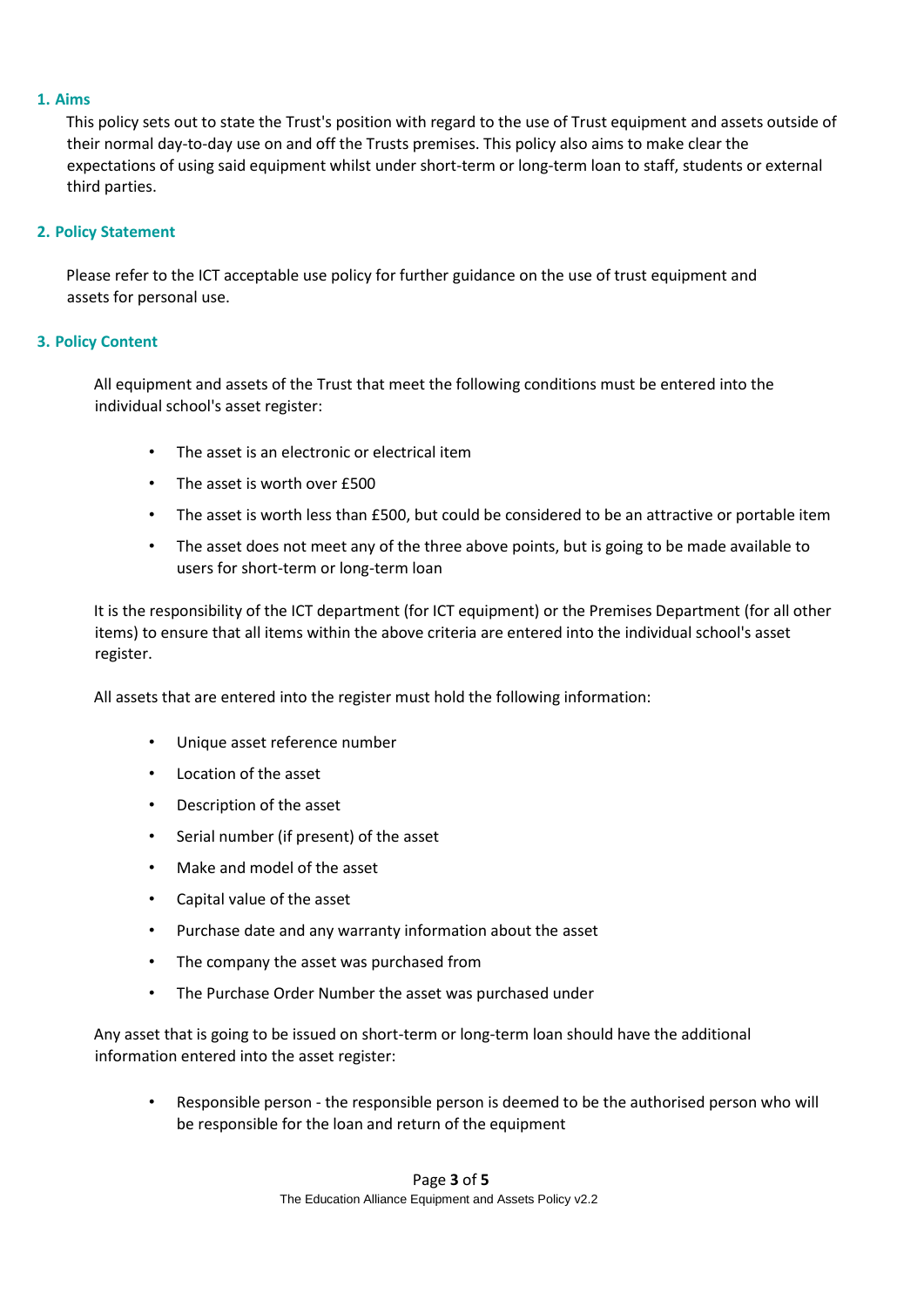## 1. Aims

This policy sets out to state the Trust's position with regard to the use of Trust equipment and assets outside of their normal day-to-day use on and off the Trusts premises. This policy also aims to make clear the expectations of using said equipment whilst under short-term or long-term loan to staff, students or external third parties.

## 2. Policy Statement

Please refer to the ICT acceptable use policy for further guidance on the use of trust equipment and assets for personal use.

## 3. Policy Content

All equipment and assets of the Trust that meet the following conditions must be entered into the individual school's asset register:

- The asset is an electronic or electrical item
- The asset is worth over £500
- The asset is worth less than £500, but could be considered to be an attractive or portable item
- The asset does not meet any of the three above points, but is going to be made available to users for short-term or long-term loan

It is the responsibility of the ICT department (for ICT equipment) or the Premises Department (for all other items) to ensure that all items within the above criteria are entered into the individual school's asset register.

All assets that are entered into the register must hold the following information:

- Unique asset reference number
- Location of the asset
- Description of the asset
- Serial number (if present) of the asset
- Make and model of the asset
- Capital value of the asset
- Purchase date and any warranty information about the asset
- The company the asset was purchased from
- The Purchase Order Number the asset was purchased under

Any asset that is going to be issued on short-term or long-term loan should have the additional information entered into the asset register:

- Responsible person - the responsible person is deemed to be the authorised person who will be responsible for the loan and return of the equipment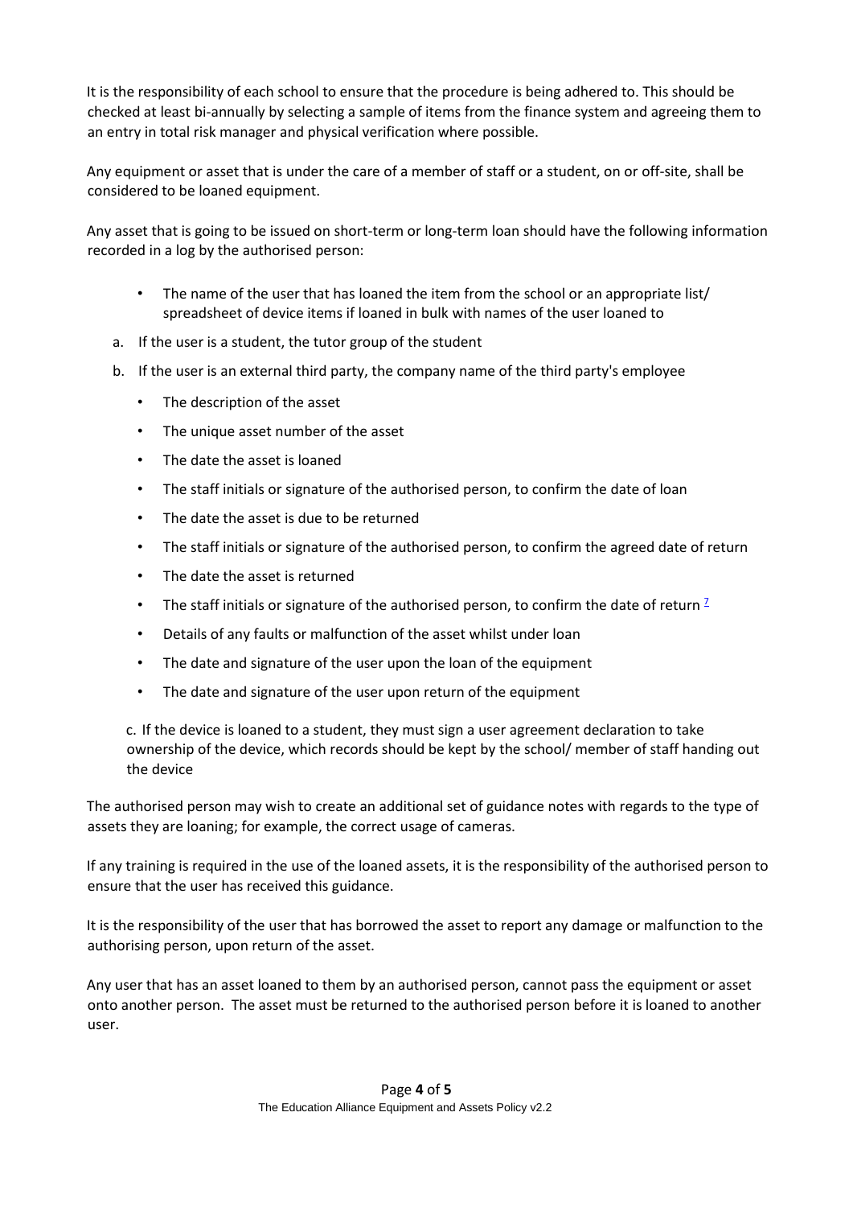It is the responsibility of each school to ensure that the procedure is being adhered to. This should be checked at least bi-annually by selecting a sample of items from the finance system and agreeing them to an entry in total risk manager and physical verification where possible.

Any equipment or asset that is under the care of a member of staff or a student, on or off-site, shall be considered to be loaned equipment.

Any asset that is going to be issued on short-term or long-term loan should have the following information recorded in a log by the authorised person:

- The name of the user that has loaned the item from the school or an appropriate list/ spreadsheet of device items if loaned in bulk with names of the user loaned to

a. If the user is a student, the tutor group of the student

b. If the user is an external third party, the company name of the third party's employee

- The description of the asset
- The unique asset number of the asset
- The date the asset is loaned
- The staff initials or signature of the authorised person, to confirm the date of loan
- The date the asset is due to be returned
- The staff initials or signature of the authorised person, to confirm the agreed date of return
- The date the asset is returned
- The staff initials or signature of the authorised person, to confirm the date of return [7]
- Details of any faults or malfunction of the asset whilst under loan
- The date and signature of the user upon the loan of the equipment
- The date and signature of the user upon return of the equipment

c. If the device is loaned to a student, they must sign a user agreement declaration to take ownership of the device, which records should be kept by the school/ member of staff handing out the device

The authorised person may wish to create an additional set of guidance notes with regards to the type of assets they are loaning; for example, the correct usage of cameras.

If any training is required in the use of the loaned assets, it is the responsibility of the authorised person to ensure that the user has received this guidance.

It is the responsibility of the user that has borrowed the asset to report any damage or malfunction to the authorising person, upon return of the asset.

Any user that has an asset loaned to them by an authorised person, cannot pass the equipment or asset onto another person. The asset must be returned to the authorised person before it is loaned to another user.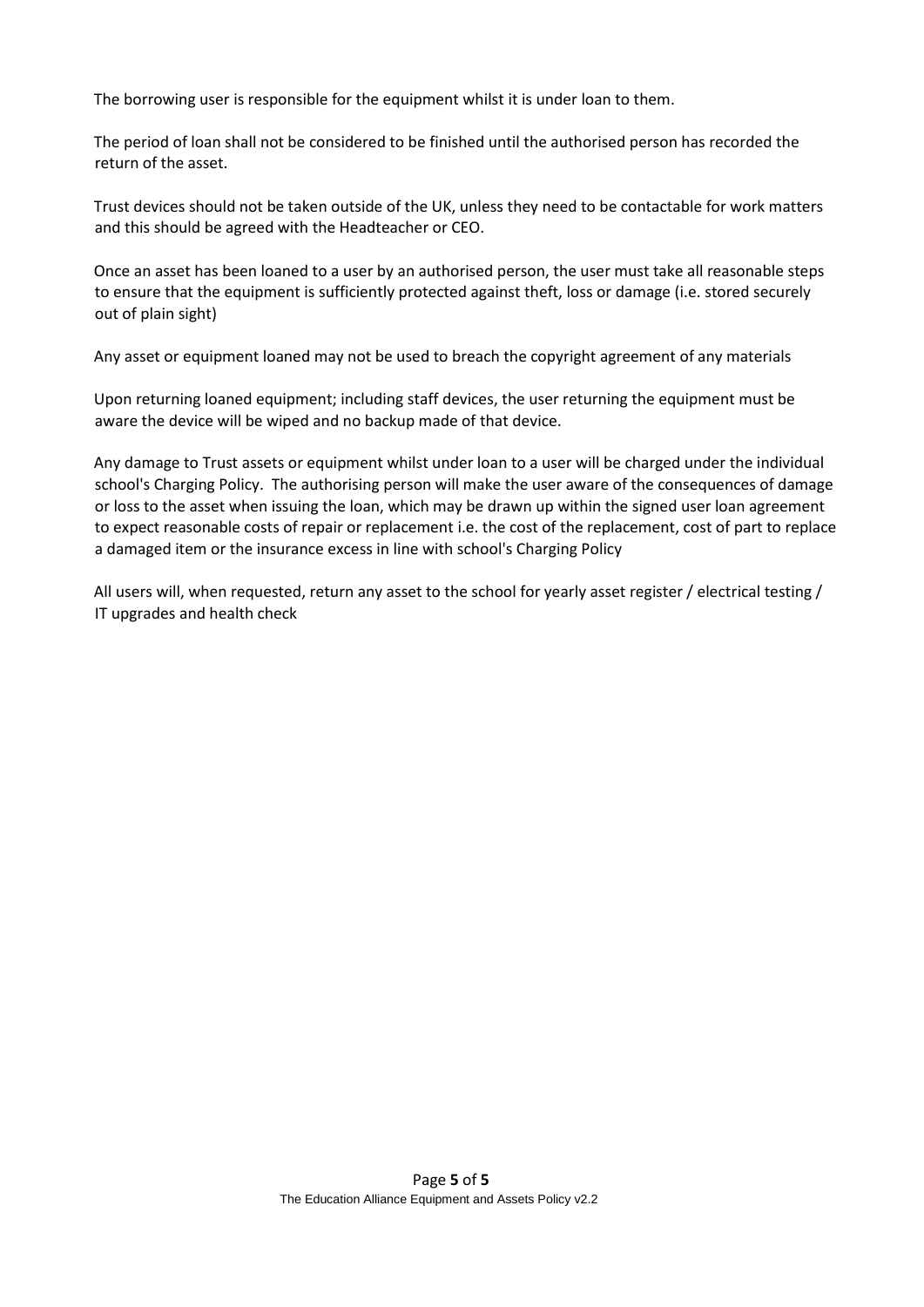The borrowing user is responsible for the equipment whilst it is under loan to them.

The period of loan shall not be considered to be finished until the authorised person has recorded the return of the asset.

Trust devices should not be taken outside of the UK, unless they need to be contactable for work matters and this should be agreed with the Headteacher or CEO.

Once an asset has been loaned to a user by an authorised person, the user must take all reasonable steps to ensure that the equipment is sufficiently protected against theft, loss or damage (i.e. stored securely out of plain sight)

Any asset or equipment loaned may not be used to breach the copyright agreement of any materials

Upon returning loaned equipment; including staff devices, the user returning the equipment must be aware the device will be wiped and no backup made of that device.

Any damage to Trust assets or equipment whilst under loan to a user will be charged under the individual school's Charging Policy. The authorising person will make the user aware of the consequences of damage or loss to the asset when issuing the loan, which may be drawn up within the signed user loan agreement to expect reasonable costs of repair or replacement i.e. the cost of the replacement, cost of part to replace a damaged item or the insurance excess in line with school's Charging Policy

All users will, when requested, return any asset to the school for yearly asset register / electrical testing / IT upgrades and health check